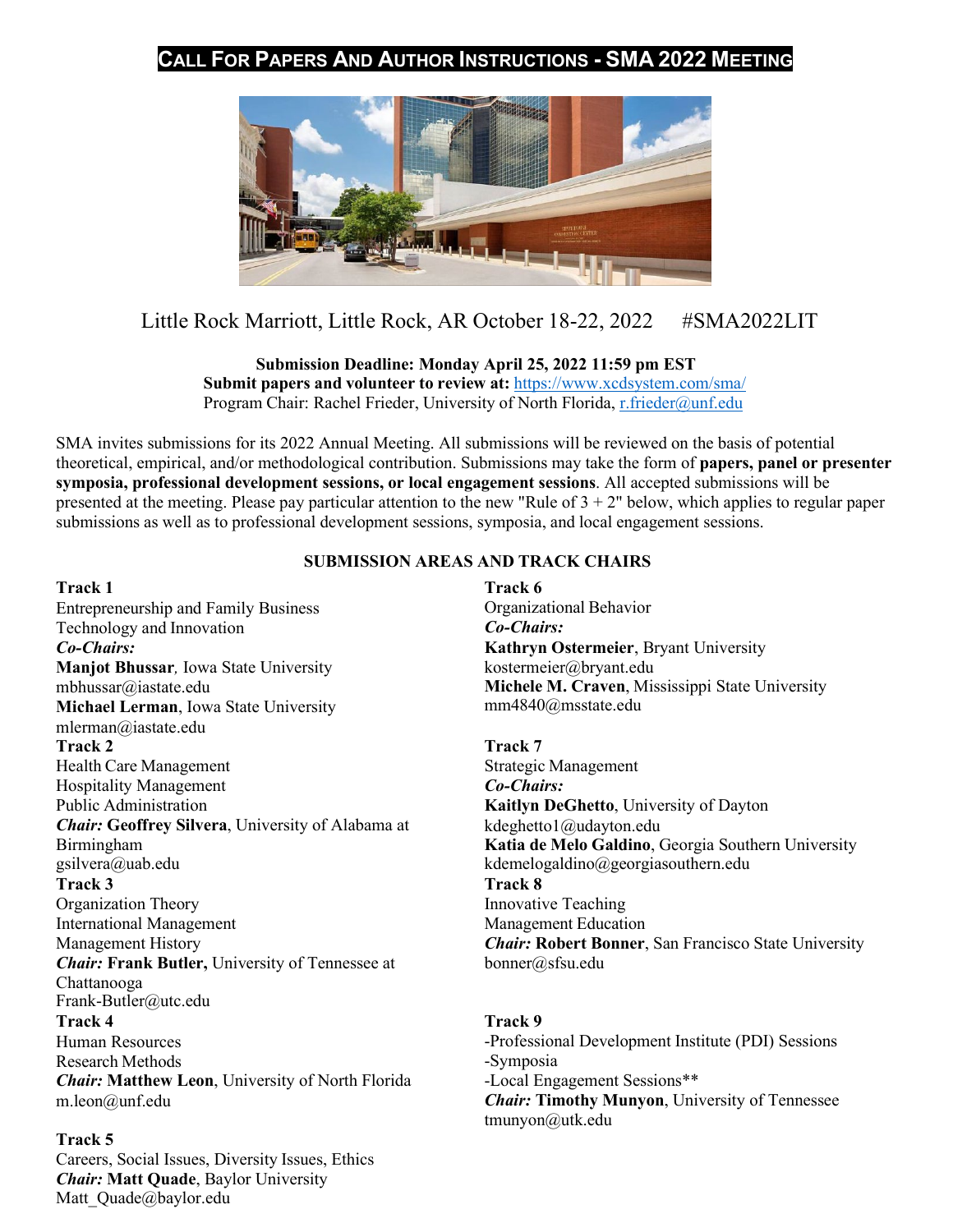# CALL FOR PAPERS AND AUTHOR INSTRUCTIONS - SMA 2022 MEETING

Little Rock Marriott, Little Rock, AR October 18-22, 2022 #SMA2022LIT

**Submission Deadline: Monday April 25, 2022 11:59 pm EST**
**Submit papers and volunteer to review at:** https://www.xcdsystem.com/sma/
Program Chair: Rachel Frieder, University of North Florida, r.frieder@unf.edu

SMA invites submissions for its 2022 Annual Meeting. All submissions will be reviewed on the basis of potential theoretical, empirical, and/or methodological contribution. Submissions may take the form of **papers, panel or presenter symposia, professional development sessions, or local engagement sessions**. All accepted submissions will be presented at the meeting. Please pay particular attention to the new "Rule of 3 + 2" below, which applies to regular paper submissions as well as to professional development sessions, symposia, and local engagement sessions.

## SUBMISSION AREAS AND TRACK CHAIRS

**Track 1**
Entrepreneurship and Family Business
Technology and Innovation
***Co-Chairs:***
**Manjot Bhussar***,* Iowa State University
mbhussar@iastate.edu
**Michael Lerman**, Iowa State University
mlerman@iastate.edu

**Track 2**
Health Care Management
Hospitality Management
Public Administration
***Chair:*** **Geoffrey Silvera**, University of Alabama at Birmingham
gsilvera@uab.edu

**Track 3**
Organization Theory
International Management
Management History
***Chair:*** **Frank Butler,** University of Tennessee at Chattanooga
Frank-Butler@utc.edu

**Track 4**
Human Resources
Research Methods
***Chair:*** **Matthew Leon**, University of North Florida
m.leon@unf.edu

**Track 5**
Careers, Social Issues, Diversity Issues, Ethics
***Chair:*** **Matt Quade**, Baylor University
Matt_Quade@baylor.edu

**Track 6**
Organizational Behavior
***Co-Chairs:***
**Kathryn Ostermeier**, Bryant University
kostermeier@bryant.edu
**Michele M. Craven**, Mississippi State University
mm4840@msstate.edu

**Track 7**
Strategic Management
***Co-Chairs:***
**Kaitlyn DeGhetto**, University of Dayton
kdeghetto1@udayton.edu
**Katia de Melo Galdino**, Georgia Southern University
kdemelogaldino@georgiasouthern.edu

**Track 8**
Innovative Teaching
Management Education
***Chair:*** **Robert Bonner**, San Francisco State University
bonner@sfsu.edu

**Track 9**
-Professional Development Institute (PDI) Sessions
-Symposia
-Local Engagement Sessions**
***Chair:*** **Timothy Munyon**, University of Tennessee
tmunyon@utk.edu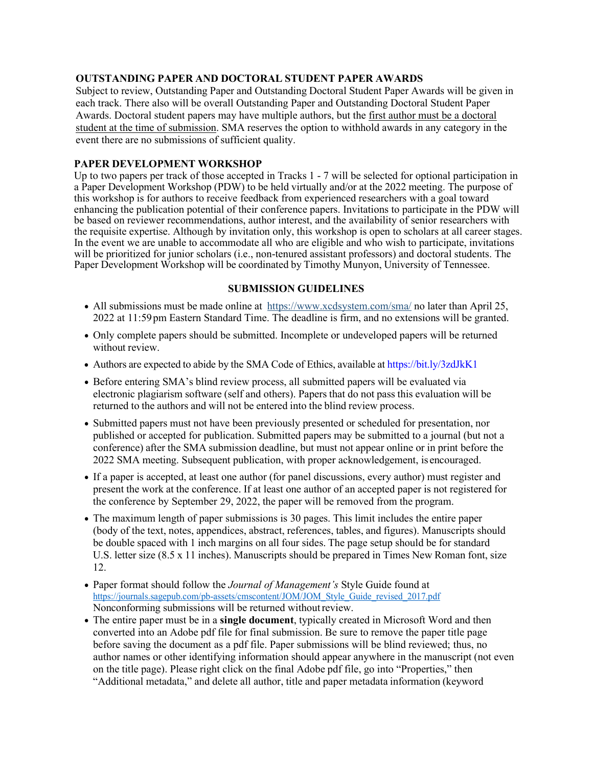## OUTSTANDING PAPER AND DOCTORAL STUDENT PAPER AWARDS

Subject to review, Outstanding Paper and Outstanding Doctoral Student Paper Awards will be given in each track. There also will be overall Outstanding Paper and Outstanding Doctoral Student Paper Awards. Doctoral student papers may have multiple authors, but the first author must be a doctoral student at the time of submission. SMA reserves the option to withhold awards in any category in the event there are no submissions of sufficient quality.

## PAPER DEVELOPMENT WORKSHOP

Up to two papers per track of those accepted in Tracks 1 - 7 will be selected for optional participation in a Paper Development Workshop (PDW) to be held virtually and/or at the 2022 meeting. The purpose of this workshop is for authors to receive feedback from experienced researchers with a goal toward enhancing the publication potential of their conference papers. Invitations to participate in the PDW will be based on reviewer recommendations, author interest, and the availability of senior researchers with the requisite expertise. Although by invitation only, this workshop is open to scholars at all career stages. In the event we are unable to accommodate all who are eligible and who wish to participate, invitations will be prioritized for junior scholars (i.e., non-tenured assistant professors) and doctoral students. The Paper Development Workshop will be coordinated by Timothy Munyon, University of Tennessee.

## SUBMISSION GUIDELINES

- All submissions must be made online at https://www.xcdsystem.com/sma/ no later than April 25, 2022 at 11:59 pm Eastern Standard Time. The deadline is firm, and no extensions will be granted.
- Only complete papers should be submitted. Incomplete or undeveloped papers will be returned without review.
- Authors are expected to abide by the SMA Code of Ethics, available at https://bit.ly/3zdJkK1
- Before entering SMA's blind review process, all submitted papers will be evaluated via electronic plagiarism software (self and others). Papers that do not pass this evaluation will be returned to the authors and will not be entered into the blind review process.
- Submitted papers must not have been previously presented or scheduled for presentation, nor published or accepted for publication. Submitted papers may be submitted to a journal (but not a conference) after the SMA submission deadline, but must not appear online or in print before the 2022 SMA meeting. Subsequent publication, with proper acknowledgement, is encouraged.
- If a paper is accepted, at least one author (for panel discussions, every author) must register and present the work at the conference. If at least one author of an accepted paper is not registered for the conference by September 29, 2022, the paper will be removed from the program.
- The maximum length of paper submissions is 30 pages. This limit includes the entire paper (body of the text, notes, appendices, abstract, references, tables, and figures). Manuscripts should be double spaced with 1 inch margins on all four sides. The page setup should be for standard U.S. letter size (8.5 x 11 inches). Manuscripts should be prepared in Times New Roman font, size 12.
- Paper format should follow the *Journal of Management's* Style Guide found at https://journals.sagepub.com/pb-assets/cmscontent/JOM/JOM_Style_Guide_revised_2017.pdf Nonconforming submissions will be returned without review.
- The entire paper must be in a **single document**, typically created in Microsoft Word and then converted into an Adobe pdf file for final submission. Be sure to remove the paper title page before saving the document as a pdf file. Paper submissions will be blind reviewed; thus, no author names or other identifying information should appear anywhere in the manuscript (not even on the title page). Please right click on the final Adobe pdf file, go into "Properties," then "Additional metadata," and delete all author, title and paper metadata information (keyword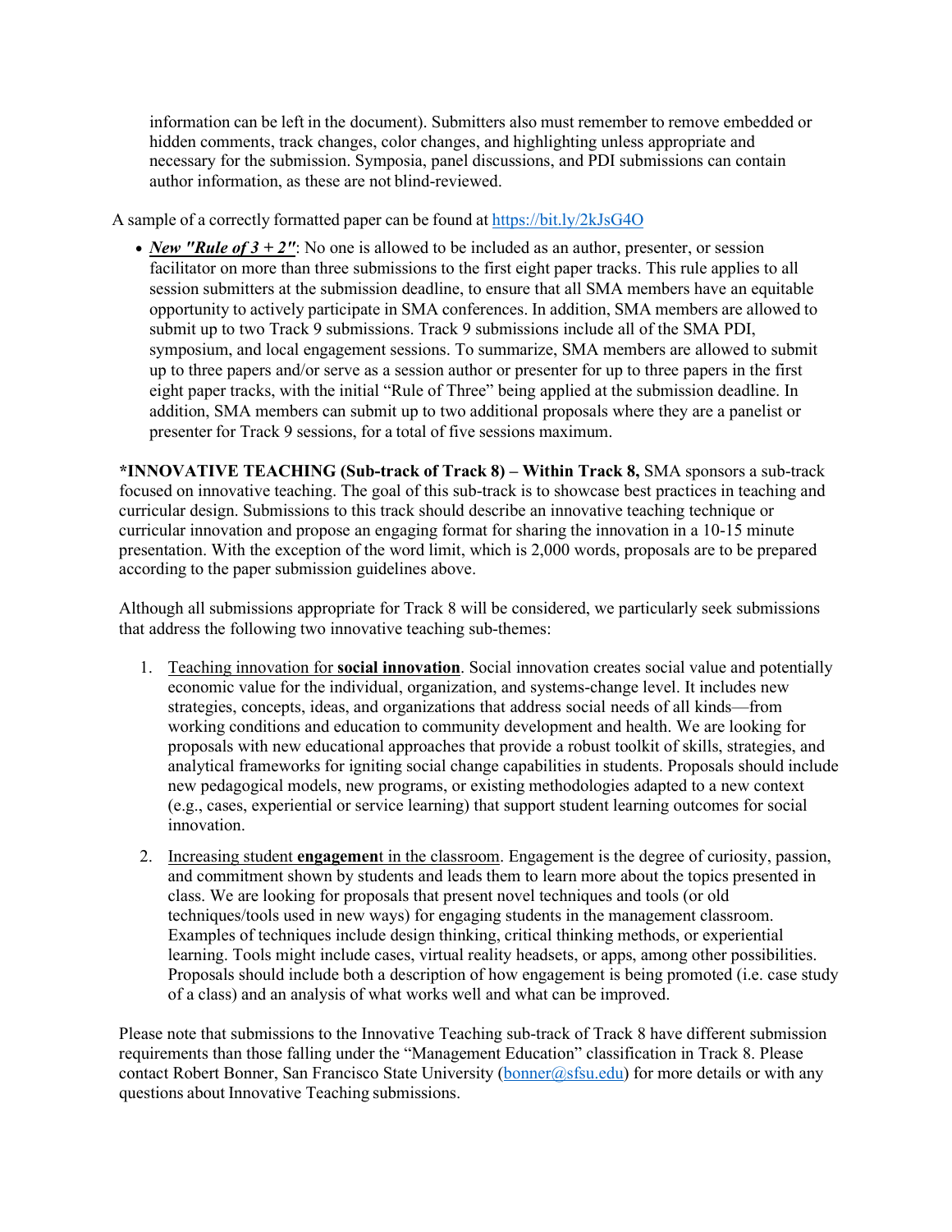information can be left in the document). Submitters also must remember to remove embedded or hidden comments, track changes, color changes, and highlighting unless appropriate and necessary for the submission. Symposia, panel discussions, and PDI submissions can contain author information, as these are not blind-reviewed.

A sample of a correctly formatted paper can be found at https://bit.ly/2kJsG4O

- ***New "Rule of 3 + 2"***: No one is allowed to be included as an author, presenter, or session facilitator on more than three submissions to the first eight paper tracks. This rule applies to all session submitters at the submission deadline, to ensure that all SMA members have an equitable opportunity to actively participate in SMA conferences. In addition, SMA members are allowed to submit up to two Track 9 submissions. Track 9 submissions include all of the SMA PDI, symposium, and local engagement sessions. To summarize, SMA members are allowed to submit up to three papers and/or serve as a session author or presenter for up to three papers in the first eight paper tracks, with the initial "Rule of Three" being applied at the submission deadline. In addition, SMA members can submit up to two additional proposals where they are a panelist or presenter for Track 9 sessions, for a total of five sessions maximum.

**\*INNOVATIVE TEACHING (Sub-track of Track 8) – Within Track 8,** SMA sponsors a sub-track focused on innovative teaching. The goal of this sub-track is to showcase best practices in teaching and curricular design. Submissions to this track should describe an innovative teaching technique or curricular innovation and propose an engaging format for sharing the innovation in a 10-15 minute presentation. With the exception of the word limit, which is 2,000 words, proposals are to be prepared according to the paper submission guidelines above.

Although all submissions appropriate for Track 8 will be considered, we particularly seek submissions that address the following two innovative teaching sub-themes:

1. Teaching innovation for **social innovation**. Social innovation creates social value and potentially economic value for the individual, organization, and systems-change level. It includes new strategies, concepts, ideas, and organizations that address social needs of all kinds—from working conditions and education to community development and health. We are looking for proposals with new educational approaches that provide a robust toolkit of skills, strategies, and analytical frameworks for igniting social change capabilities in students. Proposals should include new pedagogical models, new programs, or existing methodologies adapted to a new context (e.g., cases, experiential or service learning) that support student learning outcomes for social innovation.
2. Increasing student **engagemen**t in the classroom. Engagement is the degree of curiosity, passion, and commitment shown by students and leads them to learn more about the topics presented in class. We are looking for proposals that present novel techniques and tools (or old techniques/tools used in new ways) for engaging students in the management classroom. Examples of techniques include design thinking, critical thinking methods, or experiential learning. Tools might include cases, virtual reality headsets, or apps, among other possibilities. Proposals should include both a description of how engagement is being promoted (i.e. case study of a class) and an analysis of what works well and what can be improved.

Please note that submissions to the Innovative Teaching sub-track of Track 8 have different submission requirements than those falling under the "Management Education" classification in Track 8. Please contact Robert Bonner, San Francisco State University (bonner@sfsu.edu) for more details or with any questions about Innovative Teaching submissions.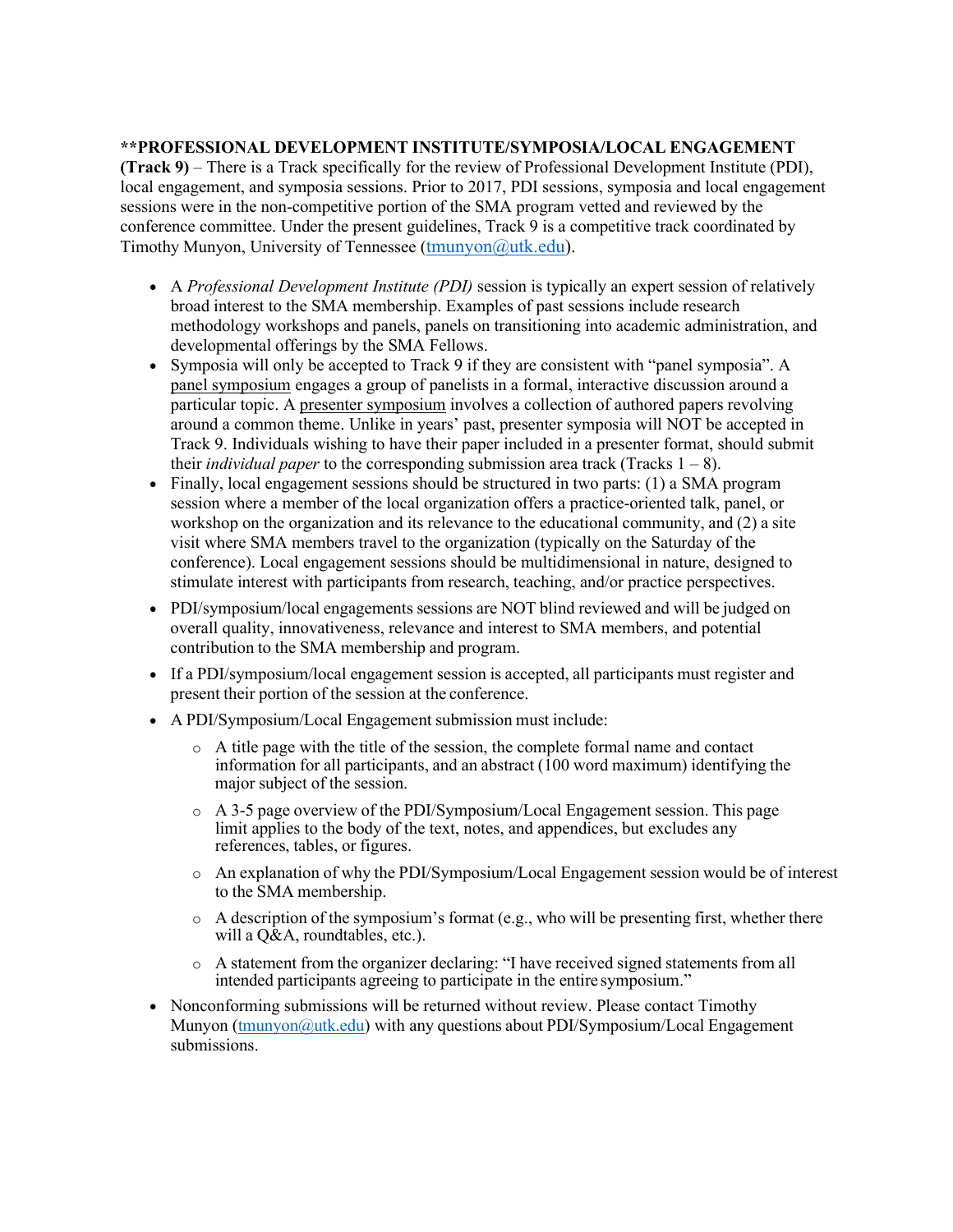**PROFESSIONAL DEVELOPMENT INSTITUTE/SYMPOSIA/LOCAL ENGAGEMENT (Track 9)** – There is a Track specifically for the review of Professional Development Institute (PDI), local engagement, and symposia sessions. Prior to 2017, PDI sessions, symposia and local engagement sessions were in the non-competitive portion of the SMA program vetted and reviewed by the conference committee. Under the present guidelines, Track 9 is a competitive track coordinated by Timothy Munyon, University of Tennessee (tmunyon@utk.edu).

- A *Professional Development Institute (PDI)* session is typically an expert session of relatively broad interest to the SMA membership. Examples of past sessions include research methodology workshops and panels, panels on transitioning into academic administration, and developmental offerings by the SMA Fellows.
- Symposia will only be accepted to Track 9 if they are consistent with "panel symposia". A panel symposium engages a group of panelists in a formal, interactive discussion around a particular topic. A presenter symposium involves a collection of authored papers revolving around a common theme. Unlike in years' past, presenter symposia will NOT be accepted in Track 9. Individuals wishing to have their paper included in a presenter format, should submit their *individual paper* to the corresponding submission area track (Tracks 1 – 8).
- Finally, local engagement sessions should be structured in two parts: (1) a SMA program session where a member of the local organization offers a practice-oriented talk, panel, or workshop on the organization and its relevance to the educational community, and (2) a site visit where SMA members travel to the organization (typically on the Saturday of the conference). Local engagement sessions should be multidimensional in nature, designed to stimulate interest with participants from research, teaching, and/or practice perspectives.
- PDI/symposium/local engagements sessions are NOT blind reviewed and will be judged on overall quality, innovativeness, relevance and interest to SMA members, and potential contribution to the SMA membership and program.
- If a PDI/symposium/local engagement session is accepted, all participants must register and present their portion of the session at the conference.
- A PDI/Symposium/Local Engagement submission must include:
  - A title page with the title of the session, the complete formal name and contact information for all participants, and an abstract (100 word maximum) identifying the major subject of the session.
  - A 3-5 page overview of the PDI/Symposium/Local Engagement session. This page limit applies to the body of the text, notes, and appendices, but excludes any references, tables, or figures.
  - An explanation of why the PDI/Symposium/Local Engagement session would be of interest to the SMA membership.
  - A description of the symposium's format (e.g., who will be presenting first, whether there will a Q&A, roundtables, etc.).
  - A statement from the organizer declaring: "I have received signed statements from all intended participants agreeing to participate in the entire symposium."
- Nonconforming submissions will be returned without review. Please contact Timothy Munyon (tmunyon@utk.edu) with any questions about PDI/Symposium/Local Engagement submissions.